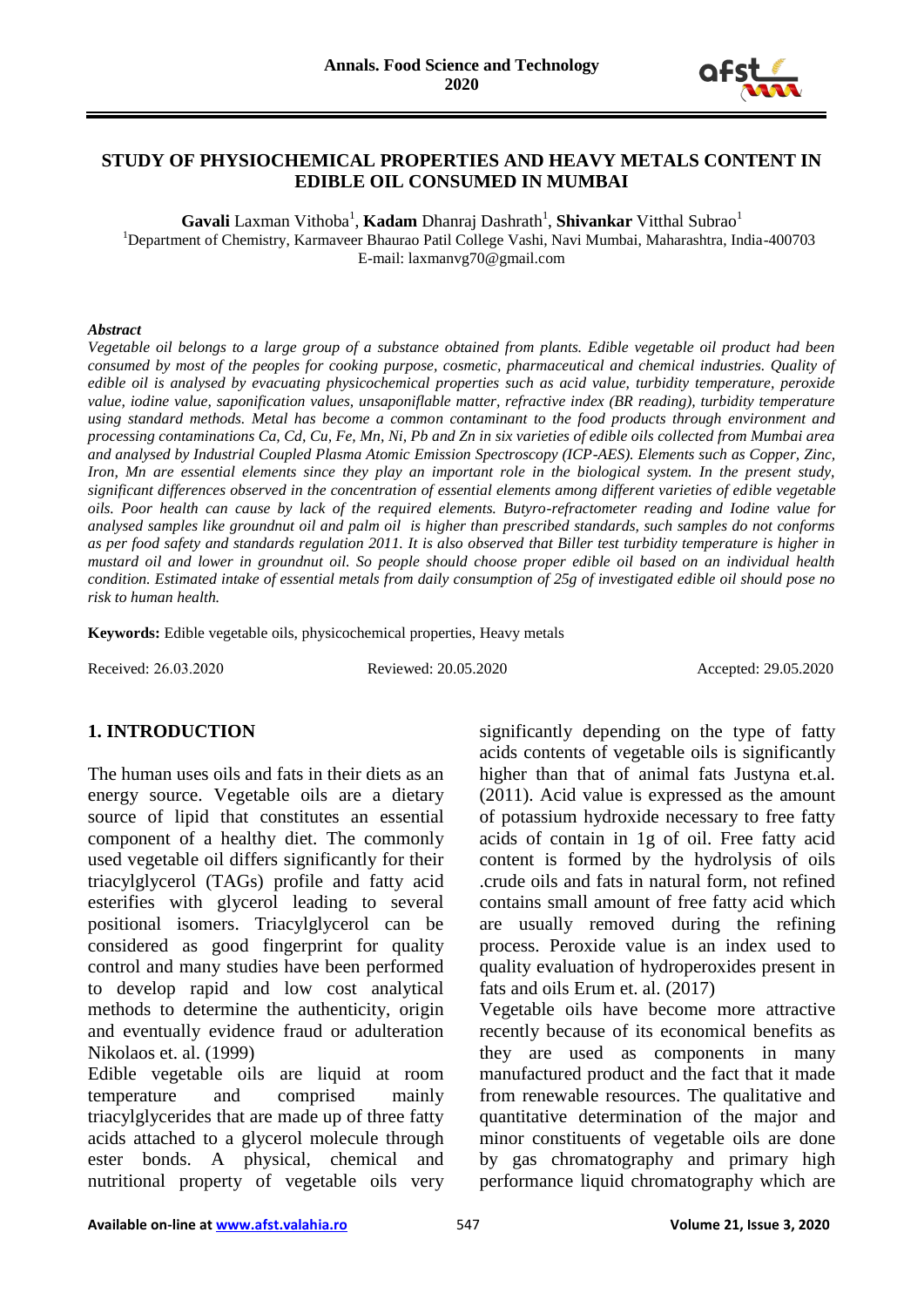# STUDY OF PHYSIOCHEMICAL PROPERTIES AND HEAVY METALS CONTENT IN EDIBLE OIL CONSUMED IN MUMBAI

**Gavali** Laxman Vithoba[1], **Kadam** Dhanraj Dashrath[1], **Shivankar** Vitthal Subrao[1]

[1]Department of Chemistry, Karmaveer Bhaurao Patil College Vashi, Navi Mumbai, Maharashtra, India-400703

E-mail: laxmanvg70@gmail.com

### *Abstract*

*Vegetable oil belongs to a large group of a substance obtained from plants. Edible vegetable oil product had been consumed by most of the peoples for cooking purpose, cosmetic, pharmaceutical and chemical industries. Quality of edible oil is analysed by evacuating physicochemical properties such as acid value, turbidity temperature, peroxide value, iodine value, saponification values, unsaponiflable matter, refractive index (BR reading), turbidity temperature using standard methods. Metal has become a common contaminant to the food products through environment and processing contaminations Ca, Cd, Cu, Fe, Mn, Ni, Pb and Zn in six varieties of edible oils collected from Mumbai area and analysed by Industrial Coupled Plasma Atomic Emission Spectroscopy (ICP-AES). Elements such as Copper, Zinc, Iron, Mn are essential elements since they play an important role in the biological system. In the present study, significant differences observed in the concentration of essential elements among different varieties of edible vegetable oils. Poor health can cause by lack of the required elements. Butyro-refractometer reading and Iodine value for analysed samples like groundnut oil and palm oil is higher than prescribed standards, such samples do not conforms as per food safety and standards regulation 2011. It is also observed that Biller test turbidity temperature is higher in mustard oil and lower in groundnut oil. So people should choose proper edible oil based on an individual health condition. Estimated intake of essential metals from daily consumption of 25g of investigated edible oil should pose no risk to human health.*

**Keywords:** Edible vegetable oils, physicochemical properties, Heavy metals

Received: 26.03.2020 Reviewed: 20.05.2020 Accepted: 29.05.2020

## 1. INTRODUCTION

The human uses oils and fats in their diets as an energy source. Vegetable oils are a dietary source of lipid that constitutes an essential component of a healthy diet. The commonly used vegetable oil differs significantly for their triacylglycerol (TAGs) profile and fatty acid esterifies with glycerol leading to several positional isomers. Triacylglycerol can be considered as good fingerprint for quality control and many studies have been performed to develop rapid and low cost analytical methods to determine the authenticity, origin and eventually evidence fraud or adulteration Nikolaos et. al. (1999)

Edible vegetable oils are liquid at room temperature and comprised mainly triacylglycerides that are made up of three fatty acids attached to a glycerol molecule through ester bonds. A physical, chemical and nutritional property of vegetable oils very significantly depending on the type of fatty acids contents of vegetable oils is significantly higher than that of animal fats Justyna et.al. (2011). Acid value is expressed as the amount of potassium hydroxide necessary to free fatty acids of contain in 1g of oil. Free fatty acid content is formed by the hydrolysis of oils .crude oils and fats in natural form, not refined contains small amount of free fatty acid which are usually removed during the refining process. Peroxide value is an index used to quality evaluation of hydroperoxides present in fats and oils Erum et. al. (2017)

Vegetable oils have become more attractive recently because of its economical benefits as they are used as components in many manufactured product and the fact that it made from renewable resources. The qualitative and quantitative determination of the major and minor constituents of vegetable oils are done by gas chromatography and primary high performance liquid chromatography which are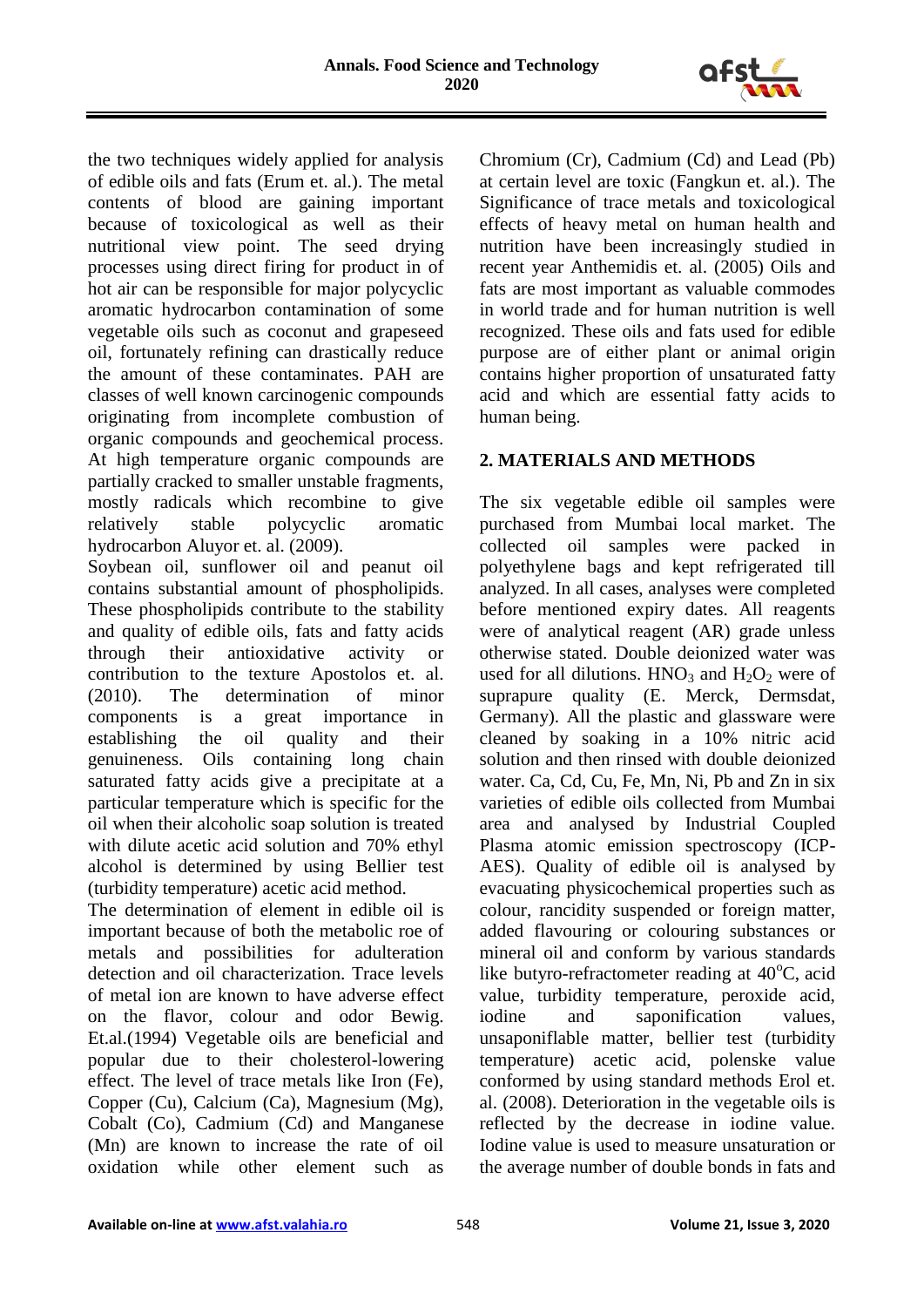the two techniques widely applied for analysis of edible oils and fats (Erum et. al.). The metal contents of blood are gaining important because of toxicological as well as their nutritional view point. The seed drying processes using direct firing for product in of hot air can be responsible for major polycyclic aromatic hydrocarbon contamination of some vegetable oils such as coconut and grapeseed oil, fortunately refining can drastically reduce the amount of these contaminates. PAH are classes of well known carcinogenic compounds originating from incomplete combustion of organic compounds and geochemical process. At high temperature organic compounds are partially cracked to smaller unstable fragments, mostly radicals which recombine to give relatively stable polycyclic aromatic hydrocarbon Aluyor et. al. (2009).

Soybean oil, sunflower oil and peanut oil contains substantial amount of phospholipids. These phospholipids contribute to the stability and quality of edible oils, fats and fatty acids through their antioxidative activity or contribution to the texture Apostolos et. al. (2010). The determination of minor components is a great importance in establishing the oil quality and their genuineness. Oils containing long chain saturated fatty acids give a precipitate at a particular temperature which is specific for the oil when their alcoholic soap solution is treated with dilute acetic acid solution and 70% ethyl alcohol is determined by using Bellier test (turbidity temperature) acetic acid method.

The determination of element in edible oil is important because of both the metabolic roe of metals and possibilities for adulteration detection and oil characterization. Trace levels of metal ion are known to have adverse effect on the flavor, colour and odor Bewig. Et.al.(1994) Vegetable oils are beneficial and popular due to their cholesterol-lowering effect. The level of trace metals like Iron (Fe), Copper (Cu), Calcium (Ca), Magnesium (Mg), Cobalt (Co), Cadmium (Cd) and Manganese (Mn) are known to increase the rate of oil oxidation while other element such as Chromium (Cr), Cadmium (Cd) and Lead (Pb) at certain level are toxic (Fangkun et. al.). The Significance of trace metals and toxicological effects of heavy metal on human health and nutrition have been increasingly studied in recent year Anthemidis et. al. (2005) Oils and fats are most important as valuable commodes in world trade and for human nutrition is well recognized. These oils and fats used for edible purpose are of either plant or animal origin contains higher proportion of unsaturated fatty acid and which are essential fatty acids to human being.

## 2. MATERIALS AND METHODS

The six vegetable edible oil samples were purchased from Mumbai local market. The collected oil samples were packed in polyethylene bags and kept refrigerated till analyzed. In all cases, analyses were completed before mentioned expiry dates. All reagents were of analytical reagent (AR) grade unless otherwise stated. Double deionized water was used for all dilutions. $HNO_3$ and $H_2O_2$ were of suprapure quality (E. Merck, Dermsdat, Germany). All the plastic and glassware were cleaned by soaking in a 10% nitric acid solution and then rinsed with double deionized water. Ca, Cd, Cu, Fe, Mn, Ni, Pb and Zn in six varieties of edible oils collected from Mumbai area and analysed by Industrial Coupled Plasma atomic emission spectroscopy (ICP-AES). Quality of edible oil is analysed by evacuating physicochemical properties such as colour, rancidity suspended or foreign matter, added flavouring or colouring substances or mineral oil and conform by various standards like butyro-refractometer reading at $40^{o}$C, acid value, turbidity temperature, peroxide acid, iodine and saponification values, unsaponiflable matter, bellier test (turbidity temperature) acetic acid, polenske value conformed by using standard methods Erol et. al. (2008). Deterioration in the vegetable oils is reflected by the decrease in iodine value. Iodine value is used to measure unsaturation or the average number of double bonds in fats and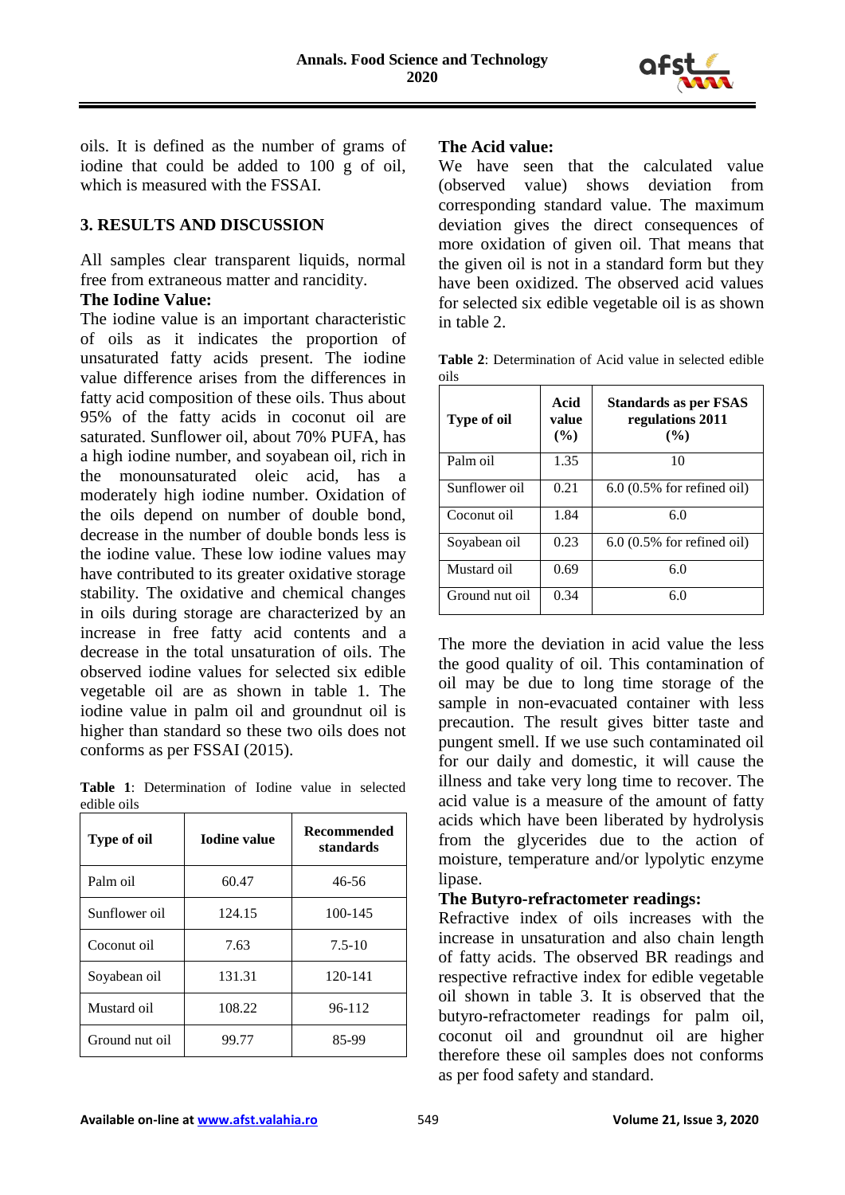oils. It is defined as the number of grams of iodine that could be added to 100 g of oil, which is measured with the FSSAI.

## 3. RESULTS AND DISCUSSION

All samples clear transparent liquids, normal free from extraneous matter and rancidity.

**The Iodine Value:**

The iodine value is an important characteristic of oils as it indicates the proportion of unsaturated fatty acids present. The iodine value difference arises from the differences in fatty acid composition of these oils. Thus about 95% of the fatty acids in coconut oil are saturated. Sunflower oil, about 70% PUFA, has a high iodine number, and soyabean oil, rich in the monounsaturated oleic acid, has a moderately high iodine number. Oxidation of the oils depend on number of double bond, decrease in the number of double bonds less is the iodine value. These low iodine values may have contributed to its greater oxidative storage stability. The oxidative and chemical changes in oils during storage are characterized by an increase in free fatty acid contents and a decrease in the total unsaturation of oils. The observed iodine values for selected six edible vegetable oil are as shown in table 1. The iodine value in palm oil and groundnut oil is higher than standard so these two oils does not conforms as per FSSAI (2015).

**Table 1**: Determination of Iodine value in selected edible oils

| Type of oil | Iodine value | Recommended standards |
|---|---|---|
| Palm oil | 60.47 | 46-56 |
| Sunflower oil | 124.15 | 100-145 |
| Coconut oil | 7.63 | 7.5-10 |
| Soyabean oil | 131.31 | 120-141 |
| Mustard oil | 108.22 | 96-112 |
| Ground nut oil | 99.77 | 85-99 |

**The Acid value:**

We have seen that the calculated value (observed value) shows deviation from corresponding standard value. The maximum deviation gives the direct consequences of more oxidation of given oil. That means that the given oil is not in a standard form but they have been oxidized. The observed acid values for selected six edible vegetable oil is as shown in table 2.

**Table 2**: Determination of Acid value in selected edible oils

| Type of oil | Acid value (%) | Standards as per FSAS regulations 2011 (%) |
|---|---|---|
| Palm oil | 1.35 | 10 |
| Sunflower oil | 0.21 | 6.0 (0.5% for refined oil) |
| Coconut oil | 1.84 | 6.0 |
| Soyabean oil | 0.23 | 6.0 (0.5% for refined oil) |
| Mustard oil | 0.69 | 6.0 |
| Ground nut oil | 0.34 | 6.0 |

The more the deviation in acid value the less the good quality of oil. This contamination of oil may be due to long time storage of the sample in non-evacuated container with less precaution. The result gives bitter taste and pungent smell. If we use such contaminated oil for our daily and domestic, it will cause the illness and take very long time to recover. The acid value is a measure of the amount of fatty acids which have been liberated by hydrolysis from the glycerides due to the action of moisture, temperature and/or lypolytic enzyme lipase.

**The Butyro-refractometer readings:**

Refractive index of oils increases with the increase in unsaturation and also chain length of fatty acids. The observed BR readings and respective refractive index for edible vegetable oil shown in table 3. It is observed that the butyro-refractometer readings for palm oil, coconut oil and groundnut oil are higher therefore these oil samples does not conforms as per food safety and standard.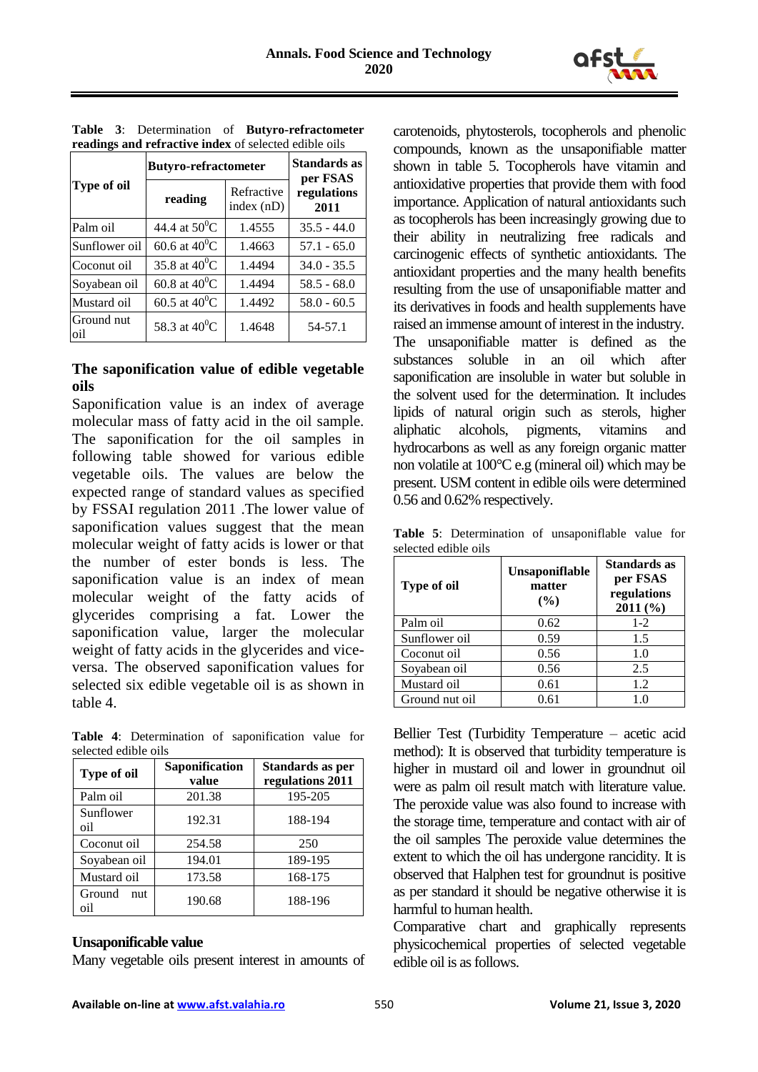**Table 3**: Determination of **Butyro-refractometer readings and refractive index** of selected edible oils

| Type of oil | Butyro-refractometer | | Standards as per FSAS regulations 2011 |
|---|---|---|---|
| | reading | Refractive index (nD) | |
| Palm oil | 44.4 at $50^0$C | 1.4555 | 35.5 - 44.0 |
| Sunflower oil | 60.6 at $40^0$C | 1.4663 | 57.1 - 65.0 |
| Coconut oil | 35.8 at $40^0$C | 1.4494 | 34.0 - 35.5 |
| Soyabean oil | 60.8 at $40^0$C | 1.4494 | 58.5 - 68.0 |
| Mustard oil | 60.5 at $40^0$C | 1.4492 | 58.0 - 60.5 |
| Ground nut oil | 58.3 at $40^0$C | 1.4648 | 54-57.1 |

## The saponification value of edible vegetable oils

Saponification value is an index of average molecular mass of fatty acid in the oil sample. The saponification for the oil samples in following table showed for various edible vegetable oils. The values are below the expected range of standard values as specified by FSSAI regulation 2011 .The lower value of saponification values suggest that the mean molecular weight of fatty acids is lower or that the number of ester bonds is less. The saponification value is an index of mean molecular weight of the fatty acids of glycerides comprising a fat. Lower the saponification value, larger the molecular weight of fatty acids in the glycerides and vice-versa. The observed saponification values for selected six edible vegetable oil is as shown in table 4.

**Table 4**: Determination of saponification value for selected edible oils

| Type of oil | Saponification value | Standards as per regulations 2011 |
|---|---|---|
| Palm oil | 201.38 | 195-205 |
| Sunflower oil | 192.31 | 188-194 |
| Coconut oil | 254.58 | 250 |
| Soyabean oil | 194.01 | 189-195 |
| Mustard oil | 173.58 | 168-175 |
| Ground nut oil | 190.68 | 188-196 |

## Unsaponificable value

Many vegetable oils present interest in amounts of carotenoids, phytosterols, tocopherols and phenolic compounds, known as the unsaponifiable matter shown in table 5. Tocopherols have vitamin and antioxidative properties that provide them with food importance. Application of natural antioxidants such as tocopherols has been increasingly growing due to their ability in neutralizing free radicals and carcinogenic effects of synthetic antioxidants. The antioxidant properties and the many health benefits resulting from the use of unsaponifiable matter and its derivatives in foods and health supplements have raised an immense amount of interest in the industry. The unsaponifiable matter is defined as the substances soluble in an oil which after saponification are insoluble in water but soluble in the solvent used for the determination. It includes lipids of natural origin such as sterols, higher aliphatic alcohols, pigments, vitamins and hydrocarbons as well as any foreign organic matter non volatile at 100°C e.g (mineral oil) which may be present. USM content in edible oils were determined 0.56 and 0.62% respectively.

**Table 5**: Determination of unsaponiflable value for selected edible oils

| Type of oil | Unsaponiflable matter (%) | Standards as per FSAS regulations 2011 (%) |
|---|---|---|
| Palm oil | 0.62 | 1-2 |
| Sunflower oil | 0.59 | 1.5 |
| Coconut oil | 0.56 | 1.0 |
| Soyabean oil | 0.56 | 2.5 |
| Mustard oil | 0.61 | 1.2 |
| Ground nut oil | 0.61 | 1.0 |

Bellier Test (Turbidity Temperature – acetic acid method): It is observed that turbidity temperature is higher in mustard oil and lower in groundnut oil were as palm oil result match with literature value. The peroxide value was also found to increase with the storage time, temperature and contact with air of the oil samples The peroxide value determines the extent to which the oil has undergone rancidity. It is observed that Halphen test for groundnut is positive as per standard it should be negative otherwise it is harmful to human health.

Comparative chart and graphically represents physicochemical properties of selected vegetable edible oil is as follows.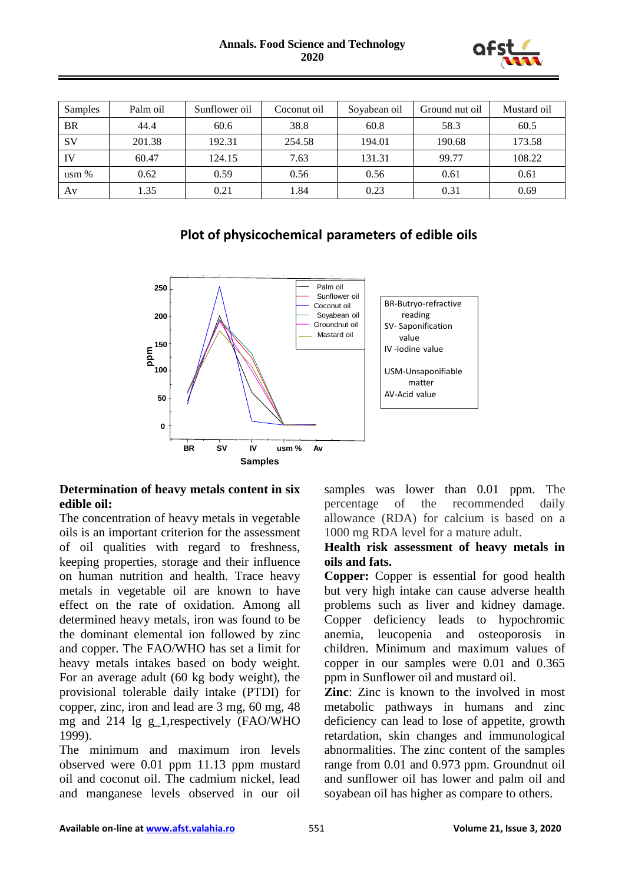| Samples | Palm oil | Sunflower oil | Coconut oil | Soyabean oil | Ground nut oil | Mustard oil |
|---|---|---|---|---|---|---|
| BR | 44.4 | 60.6 | 38.8 | 60.8 | 58.3 | 60.5 |
| SV | 201.38 | 192.31 | 254.58 | 194.01 | 190.68 | 173.58 |
| IV | 60.47 | 124.15 | 7.63 | 131.31 | 99.77 | 108.22 |
| usm % | 0.62 | 0.59 | 0.56 | 0.56 | 0.61 | 0.61 |
| Av | 1.35 | 0.21 | 1.84 | 0.23 | 0.31 | 0.69 |

**Plot of physicochemical parameters of edible oils**

BR-Butryo-refractive reading
SV- Saponification value
IV -Iodine value
USM-Unsaponifiable matter
AV-Acid value

**Determination of heavy metals content in six edible oil:**

The concentration of heavy metals in vegetable oils is an important criterion for the assessment of oil qualities with regard to freshness, keeping properties, storage and their influence on human nutrition and health. Trace heavy metals in vegetable oil are known to have effect on the rate of oxidation. Among all determined heavy metals, iron was found to be the dominant elemental ion followed by zinc and copper. The FAO/WHO has set a limit for heavy metals intakes based on body weight. For an average adult (60 kg body weight), the provisional tolerable daily intake (PTDI) for copper, zinc, iron and lead are 3 mg, 60 mg, 48 mg and 214 lg g_1,respectively (FAO/WHO 1999).

The minimum and maximum iron levels observed were 0.01 ppm 11.13 ppm mustard oil and coconut oil. The cadmium nickel, lead and manganese levels observed in our oil samples was lower than 0.01 ppm. The percentage of the recommended daily allowance (RDA) for calcium is based on a 1000 mg RDA level for a mature adult.

**Health risk assessment of heavy metals in oils and fats.**

**Copper:** Copper is essential for good health but very high intake can cause adverse health problems such as liver and kidney damage. Copper deficiency leads to hypochromic anemia, leucopenia and osteoporosis in children. Minimum and maximum values of copper in our samples were 0.01 and 0.365 ppm in Sunflower oil and mustard oil.

**Zinc**: Zinc is known to the involved in most metabolic pathways in humans and zinc deficiency can lead to lose of appetite, growth retardation, skin changes and immunological abnormalities. The zinc content of the samples range from 0.01 and 0.973 ppm. Groundnut oil and sunflower oil has lower and palm oil and soyabean oil has higher as compare to others.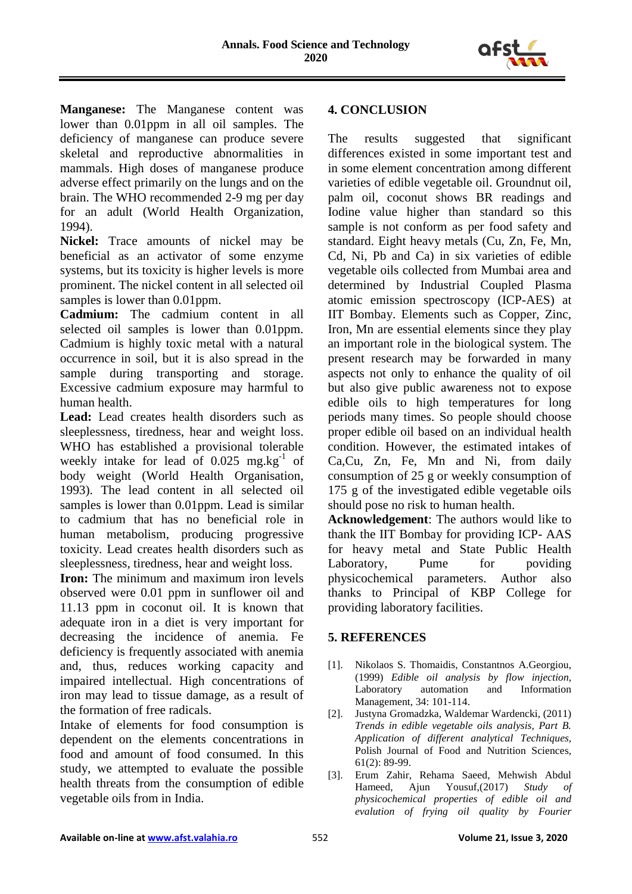**Manganese:** The Manganese content was lower than 0.01ppm in all oil samples. The deficiency of manganese can produce severe skeletal and reproductive abnormalities in mammals. High doses of manganese produce adverse effect primarily on the lungs and on the brain. The WHO recommended 2-9 mg per day for an adult (World Health Organization, 1994).

**Nickel:** Trace amounts of nickel may be beneficial as an activator of some enzyme systems, but its toxicity is higher levels is more prominent. The nickel content in all selected oil samples is lower than 0.01ppm.

**Cadmium:** The cadmium content in all selected oil samples is lower than 0.01ppm. Cadmium is highly toxic metal with a natural occurrence in soil, but it is also spread in the sample during transporting and storage. Excessive cadmium exposure may harmful to human health.

**Lead:** Lead creates health disorders such as sleeplessness, tiredness, hear and weight loss. WHO has established a provisional tolerable weekly intake for lead of 0.025 $mg.kg^{-1}$ of body weight (World Health Organisation, 1993). The lead content in all selected oil samples is lower than 0.01ppm. Lead is similar to cadmium that has no beneficial role in human metabolism, producing progressive toxicity. Lead creates health disorders such as sleeplessness, tiredness, hear and weight loss.

**Iron:** The minimum and maximum iron levels observed were 0.01 ppm in sunflower oil and 11.13 ppm in coconut oil. It is known that adequate iron in a diet is very important for decreasing the incidence of anemia. Fe deficiency is frequently associated with anemia and, thus, reduces working capacity and impaired intellectual. High concentrations of iron may lead to tissue damage, as a result of the formation of free radicals.

Intake of elements for food consumption is dependent on the elements concentrations in food and amount of food consumed. In this study, we attempted to evaluate the possible health threats from the consumption of edible vegetable oils from in India.

## 4. CONCLUSION

The results suggested that significant differences existed in some important test and in some element concentration among different varieties of edible vegetable oil. Groundnut oil, palm oil, coconut shows BR readings and Iodine value higher than standard so this sample is not conform as per food safety and standard. Eight heavy metals (Cu, Zn, Fe, Mn, Cd, Ni, Pb and Ca) in six varieties of edible vegetable oils collected from Mumbai area and determined by Industrial Coupled Plasma atomic emission spectroscopy (ICP-AES) at IIT Bombay. Elements such as Copper, Zinc, Iron, Mn are essential elements since they play an important role in the biological system. The present research may be forwarded in many aspects not only to enhance the quality of oil but also give public awareness not to expose edible oils to high temperatures for long periods many times. So people should choose proper edible oil based on an individual health condition. However, the estimated intakes of Ca,Cu, Zn, Fe, Mn and Ni, from daily consumption of 25 g or weekly consumption of 175 g of the investigated edible vegetable oils should pose no risk to human health.

**Acknowledgement**: The authors would like to thank the IIT Bombay for providing ICP- AAS for heavy metal and State Public Health Laboratory, Pume for poviding physicochemical parameters. Author also thanks to Principal of KBP College for providing laboratory facilities.

## 5. REFERENCES

[1]. Nikolaos S. Thomaidis, Constantnos A.Georgiou, (1999) *Edible oil analysis by flow injection*, Laboratory automation and Information Management, 34: 101-114.

[2]. Justyna Gromadzka, Waldemar Wardencki, (2011) *Trends in edible vegetable oils analysis, Part B. Application of different analytical Techniques*, Polish Journal of Food and Nutrition Sciences, 61(2): 89-99.

[3]. Erum Zahir, Rehama Saeed, Mehwish Abdul Hameed, Ajun Yousuf,(2017) *Study of physicochemical properties of edible oil and evalution of frying oil quality by Fourier*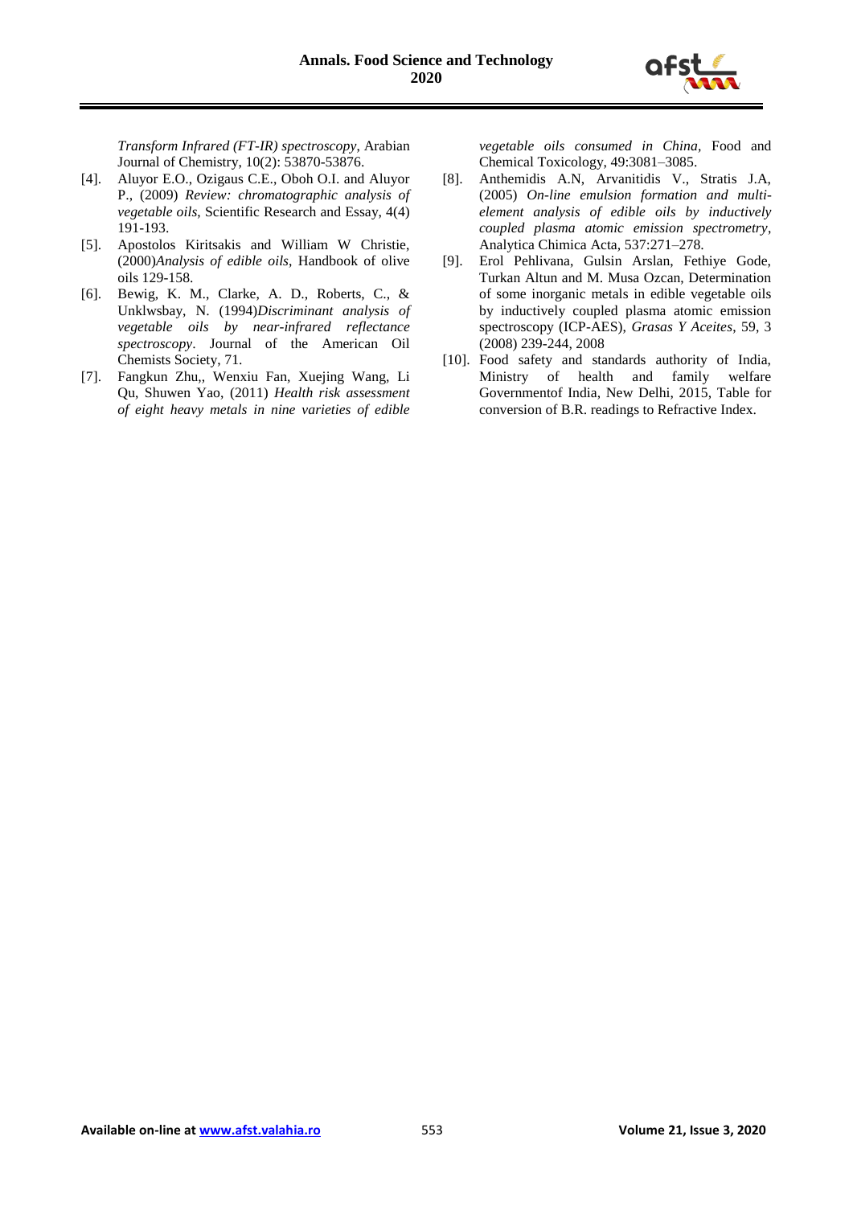*Transform Infrared (FT-IR) spectroscopy*, Arabian Journal of Chemistry, 10(2): 53870-53876.

[4]. Aluyor E.O., Ozigaus C.E., Oboh O.I. and Aluyor P., (2009) *Review: chromatographic analysis of vegetable oils*, Scientific Research and Essay, 4(4) 191-193.

[5]. Apostolos Kiritsakis and William W Christie, (2000)*Analysis of edible oils*, Handbook of olive oils 129-158.

[6]. Bewig, K. M., Clarke, A. D., Roberts, C., & Unklwsbay, N. (1994)*Discriminant analysis of vegetable oils by near-infrared reflectance spectroscopy*. Journal of the American Oil Chemists Society, 71.

[7]. Fangkun Zhu,, Wenxiu Fan, Xuejing Wang, Li Qu, Shuwen Yao, (2011) *Health risk assessment of eight heavy metals in nine varieties of edible vegetable oils consumed in China*, Food and Chemical Toxicology, 49:3081–3085.

[8]. Anthemidis A.N, Arvanitidis V., Stratis J.A, (2005) *On-line emulsion formation and multi-element analysis of edible oils by inductively coupled plasma atomic emission spectrometry*, Analytica Chimica Acta, 537:271–278.

[9]. Erol Pehlivana, Gulsin Arslan, Fethiye Gode, Turkan Altun and M. Musa Ozcan, Determination of some inorganic metals in edible vegetable oils by inductively coupled plasma atomic emission spectroscopy (ICP-AES), *Grasas Y Aceites*, 59, 3 (2008) 239-244, 2008

[10]. Food safety and standards authority of India, Ministry of health and family welfare Governmentof India, New Delhi, 2015, Table for conversion of B.R. readings to Refractive Index.